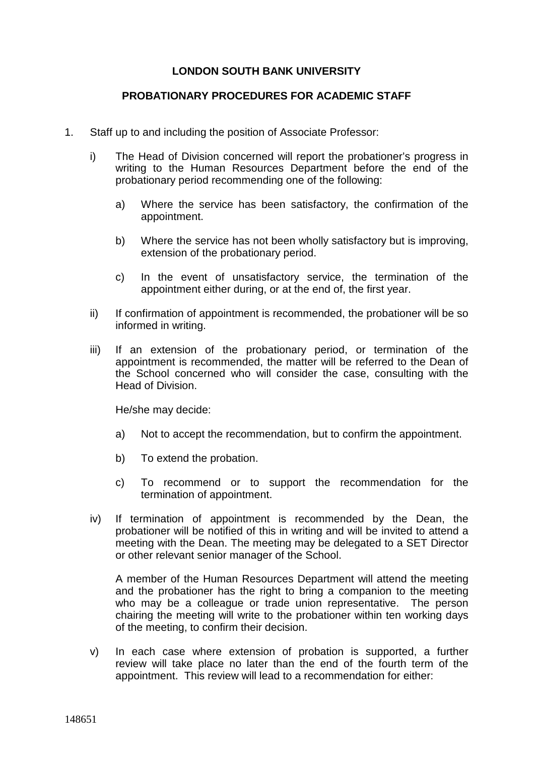# LONDON SOUTH BANK UNIVERSITY

## PROBATIONARY PROCEDURES FOR ACADEMIC STAFF

1. Staff up to and including the position of Associate Professor:

   i) The Head of Division concerned will report the probationer's progress in writing to the Human Resources Department before the end of the probationary period recommending one of the following:

      a) Where the service has been satisfactory, the confirmation of the appointment.

      b) Where the service has not been wholly satisfactory but is improving, extension of the probationary period.

      c) In the event of unsatisfactory service, the termination of the appointment either during, or at the end of, the first year.

   ii) If confirmation of appointment is recommended, the probationer will be so informed in writing.

   iii) If an extension of the probationary period, or termination of the appointment is recommended, the matter will be referred to the Dean of the School concerned who will consider the case, consulting with the Head of Division.

      He/she may decide:

      a) Not to accept the recommendation, but to confirm the appointment.

      b) To extend the probation.

      c) To recommend or to support the recommendation for the termination of appointment.

   iv) If termination of appointment is recommended by the Dean, the probationer will be notified of this in writing and will be invited to attend a meeting with the Dean. The meeting may be delegated to a SET Director or other relevant senior manager of the School.

      A member of the Human Resources Department will attend the meeting and the probationer has the right to bring a companion to the meeting who may be a colleague or trade union representative. The person chairing the meeting will write to the probationer within ten working days of the meeting, to confirm their decision.

   v) In each case where extension of probation is supported, a further review will take place no later than the end of the fourth term of the appointment. This review will lead to a recommendation for either:

148651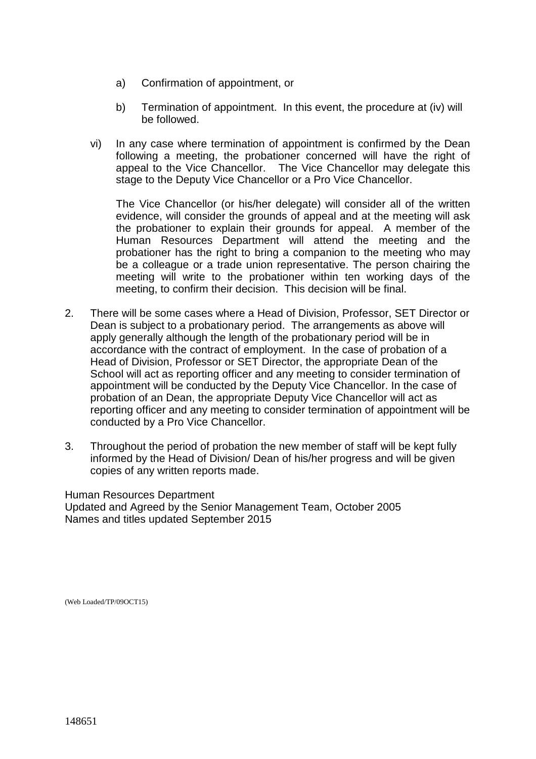a) Confirmation of appointment, or

b) Termination of appointment. In this event, the procedure at (iv) will be followed.

vi) In any case where termination of appointment is confirmed by the Dean following a meeting, the probationer concerned will have the right of appeal to the Vice Chancellor. The Vice Chancellor may delegate this stage to the Deputy Vice Chancellor or a Pro Vice Chancellor.

The Vice Chancellor (or his/her delegate) will consider all of the written evidence, will consider the grounds of appeal and at the meeting will ask the probationer to explain their grounds for appeal. A member of the Human Resources Department will attend the meeting and the probationer has the right to bring a companion to the meeting who may be a colleague or a trade union representative. The person chairing the meeting will write to the probationer within ten working days of the meeting, to confirm their decision. This decision will be final.

2. There will be some cases where a Head of Division, Professor, SET Director or Dean is subject to a probationary period. The arrangements as above will apply generally although the length of the probationary period will be in accordance with the contract of employment. In the case of probation of a Head of Division, Professor or SET Director, the appropriate Dean of the School will act as reporting officer and any meeting to consider termination of appointment will be conducted by the Deputy Vice Chancellor. In the case of probation of an Dean, the appropriate Deputy Vice Chancellor will act as reporting officer and any meeting to consider termination of appointment will be conducted by a Pro Vice Chancellor.

3. Throughout the period of probation the new member of staff will be kept fully informed by the Head of Division/ Dean of his/her progress and will be given copies of any written reports made.

Human Resources Department
Updated and Agreed by the Senior Management Team, October 2005
Names and titles updated September 2015

(Web Loaded/TP/09OCT15)

148651